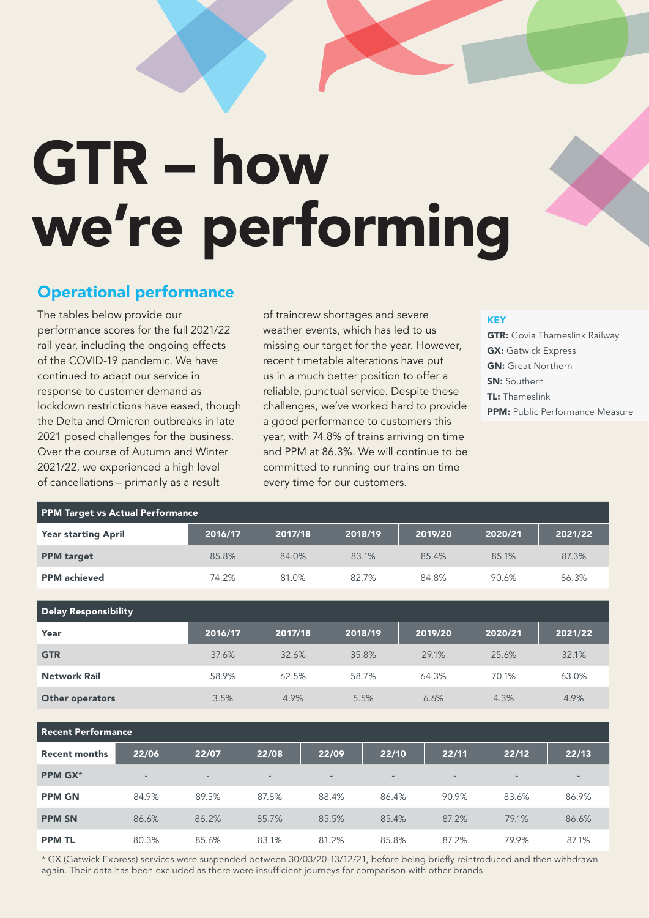# GTR – how we're performing

## Operational performance

The tables below provide our performance scores for the full 2021/22 rail year, including the ongoing effects of the COVID-19 pandemic. We have continued to adapt our service in response to customer demand as lockdown restrictions have eased, though the Delta and Omicron outbreaks in late 2021 posed challenges for the business. Over the course of Autumn and Winter 2021/22, we experienced a high level of cancellations – primarily as a result of traincrew shortages and severe weather events, which has led to us missing our target for the year. However, recent timetable alterations have put us in a much better position to offer a reliable, punctual service. Despite these challenges, we've worked hard to provide a good performance to customers this year, with 74.8% of trains arriving on time and PPM at 86.3%. We will continue to be committed to running our trains on time every time for our customers.

**KEY**

**GTR:** Govia Thameslink Railway
**GX:** Gatwick Express
**GN:** Great Northern
**SN:** Southern
**TL:** Thameslink
**PPM:** Public Performance Measure

**PPM Target vs Actual Performance**

| Year starting April | 2016/17 | 2017/18 | 2018/19 | 2019/20 | 2020/21 | 2021/22 |
|---|---|---|---|---|---|---|
| **PPM target** | 85.8% | 84.0% | 83.1% | 85.4% | 85.1% | 87.3% |
| **PPM achieved** | 74.2% | 81.0% | 82.7% | 84.8% | 90.6% | 86.3% |

**Delay Responsibility**

| Year | 2016/17 | 2017/18 | 2018/19 | 2019/20 | 2020/21 | 2021/22 |
|---|---|---|---|---|---|---|
| **GTR** | 37.6% | 32.6% | 35.8% | 29.1% | 25.6% | 32.1% |
| **Network Rail** | 58.9% | 62.5% | 58.7% | 64.3% | 70.1% | 63.0% |
| **Other operators** | 3.5% | 4.9% | 5.5% | 6.6% | 4.3% | 4.9% |

**Recent Performance**

| Recent months | 22/06 | 22/07 | 22/08 | 22/09 | 22/10 | 22/11 | 22/12 | 22/13 |
|---|---|---|---|---|---|---|---|---|
| **PPM GX*** | - | - | - | - | - | - | - | - |
| **PPM GN** | 84.9% | 89.5% | 87.8% | 88.4% | 86.4% | 90.9% | 83.6% | 86.9% |
| **PPM SN** | 86.6% | 86.2% | 85.7% | 85.5% | 85.4% | 87.2% | 79.1% | 86.6% |
| **PPM TL** | 80.3% | 85.6% | 83.1% | 81.2% | 85.8% | 87.2% | 79.9% | 87.1% |

* GX (Gatwick Express) services were suspended between 30/03/20-13/12/21, before being briefly reintroduced and then withdrawn again. Their data has been excluded as there were insufficient journeys for comparison with other brands.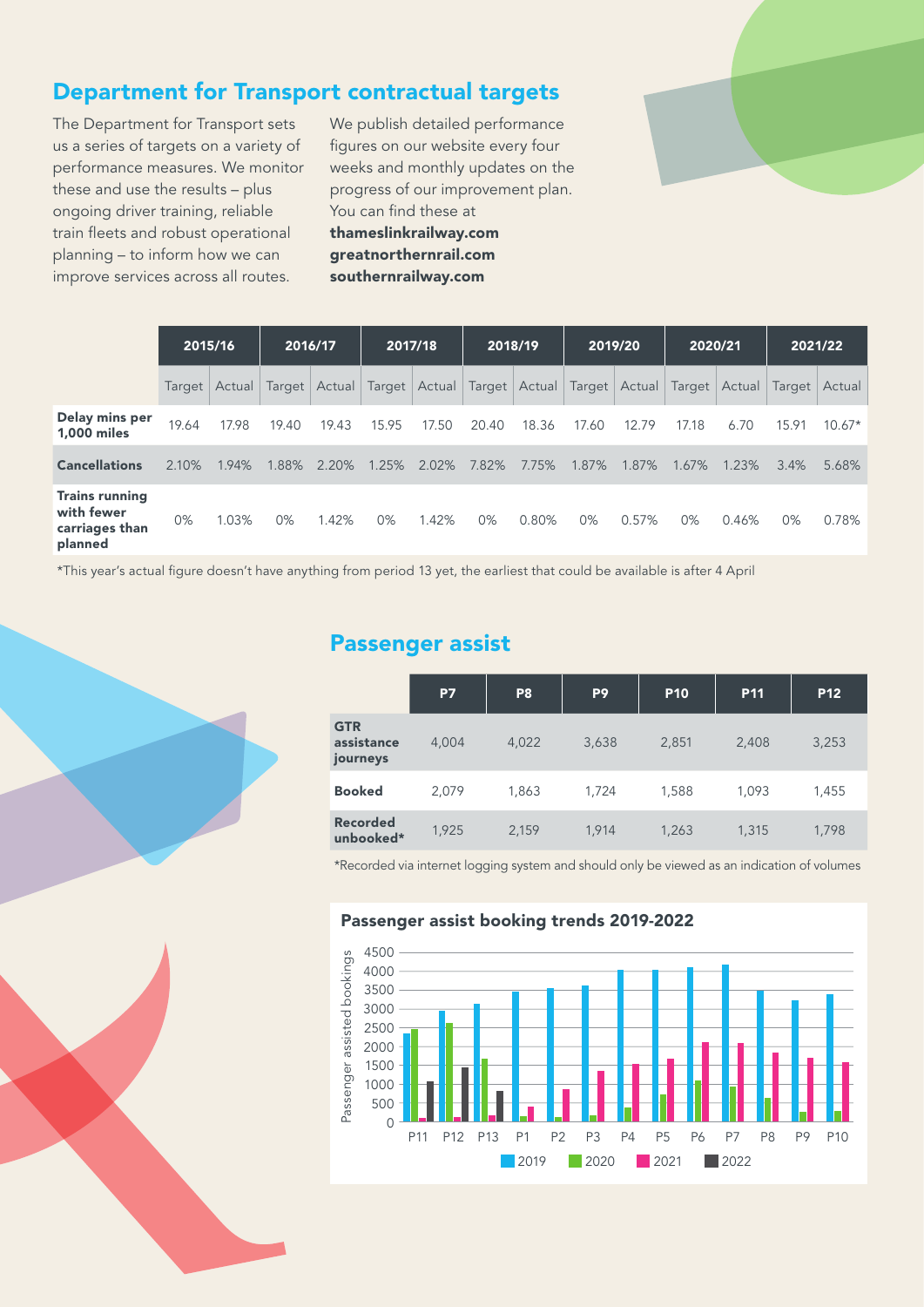## Department for Transport contractual targets

The Department for Transport sets us a series of targets on a variety of performance measures. We monitor these and use the results – plus ongoing driver training, reliable train fleets and robust operational planning – to inform how we can improve services across all routes.

We publish detailed performance figures on our website every four weeks and monthly updates on the progress of our improvement plan. You can find these at
**thameslinkrailway.com**
**greatnorthernrail.com**
**southernrailway.com**

| | 2015/16 | | 2016/17 | | 2017/18 | | 2018/19 | | 2019/20 | | 2020/21 | | 2021/22 | |
|---|---|---|---|---|---|---|---|---|---|---|---|---|---|---|
| | Target | Actual | Target | Actual | Target | Actual | Target | Actual | Target | Actual | Target | Actual | Target | Actual |
| **Delay mins per 1,000 miles** | 19.64 | 17.98 | 19.40 | 19.43 | 15.95 | 17.50 | 20.40 | 18.36 | 17.60 | 12.79 | 17.18 | 6.70 | 15.91 | 10.67* |
| **Cancellations** | 2.10% | 1.94% | 1.88% | 2.20% | 1.25% | 2.02% | 7.82% | 7.75% | 1.87% | 1.87% | 1.67% | 1.23% | 3.4% | 5.68% |
| **Trains running with fewer carriages than planned** | 0% | 1.03% | 0% | 1.42% | 0% | 1.42% | 0% | 0.80% | 0% | 0.57% | 0% | 0.46% | 0% | 0.78% |

*This year's actual figure doesn't have anything from period 13 yet, the earliest that could be available is after 4 April

## Passenger assist

| | P7 | P8 | P9 | P10 | P11 | P12 |
|---|---|---|---|---|---|---|
| **GTR assistance journeys** | 4,004 | 4,022 | 3,638 | 2,851 | 2,408 | 3,253 |
| **Booked** | 2,079 | 1,863 | 1,724 | 1,588 | 1,093 | 1,455 |
| **Recorded unbooked*** | 1,925 | 2,159 | 1,914 | 1,263 | 1,315 | 1,798 |

*Recorded via internet logging system and should only be viewed as an indication of volumes

### Passenger assist booking trends 2019-2022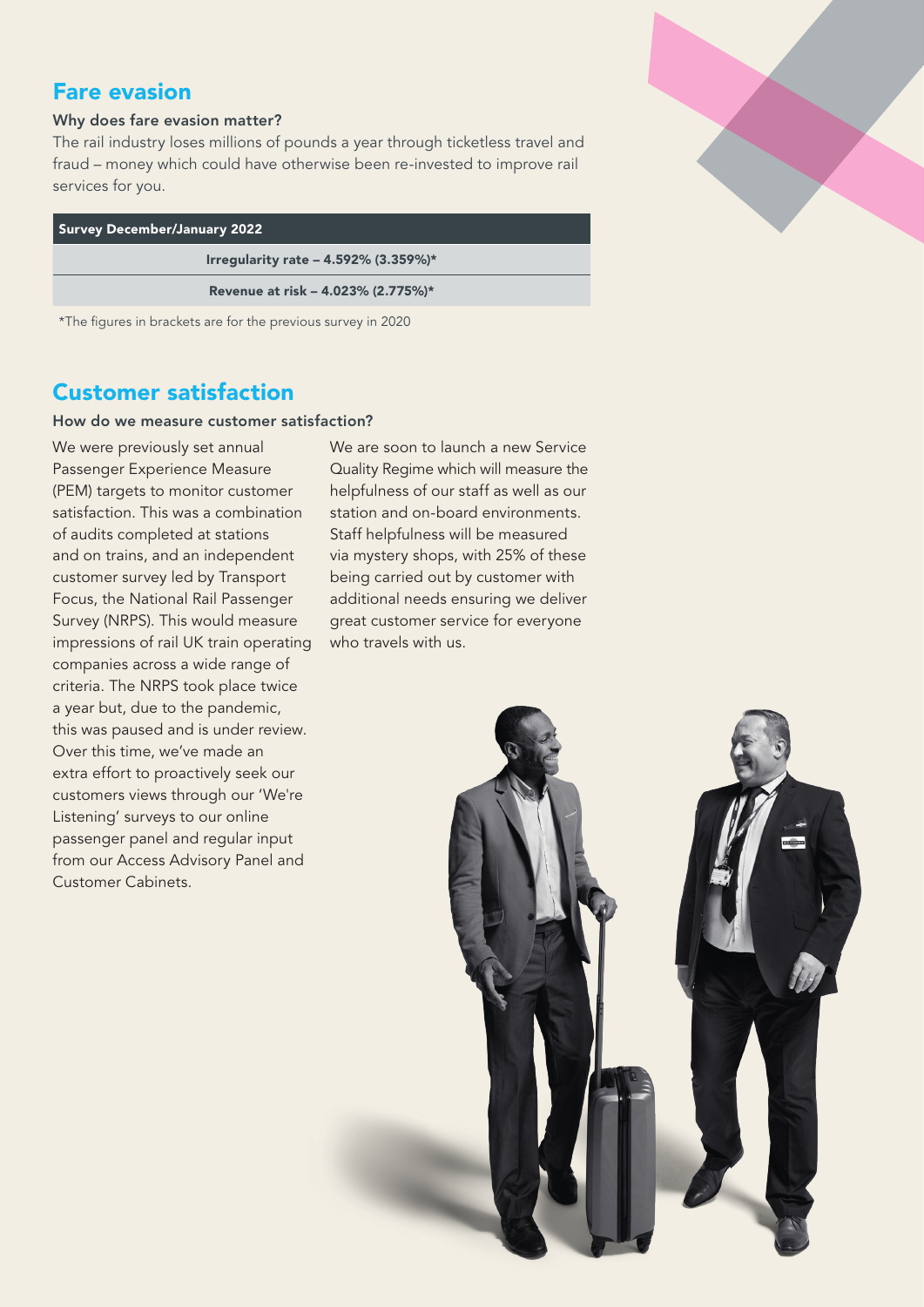## Fare evasion

### Why does fare evasion matter?

The rail industry loses millions of pounds a year through ticketless travel and fraud – money which could have otherwise been re-invested to improve rail services for you.

| Survey December/January 2022 |
| --- |
| **Irregularity rate – 4.592% (3.359%)*** |
| **Revenue at risk – 4.023% (2.775%)*** |

*The figures in brackets are for the previous survey in 2020

## Customer satisfaction

### How do we measure customer satisfaction?

We were previously set annual Passenger Experience Measure (PEM) targets to monitor customer satisfaction. This was a combination of audits completed at stations and on trains, and an independent customer survey led by Transport Focus, the National Rail Passenger Survey (NRPS). This would measure impressions of rail UK train operating companies across a wide range of criteria. The NRPS took place twice a year but, due to the pandemic, this was paused and is under review. Over this time, we've made an extra effort to proactively seek our customers views through our 'We're Listening' surveys to our online passenger panel and regular input from our Access Advisory Panel and Customer Cabinets.

We are soon to launch a new Service Quality Regime which will measure the helpfulness of our staff as well as our station and on-board environments. Staff helpfulness will be measured via mystery shops, with 25% of these being carried out by customer with additional needs ensuring we deliver great customer service for everyone who travels with us.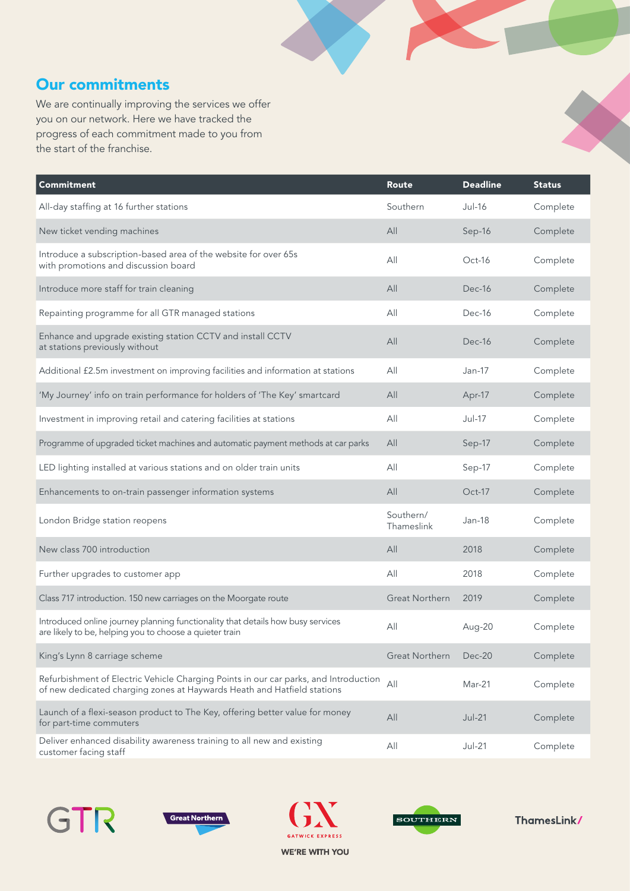## Our commitments

We are continually improving the services we offer you on our network. Here we have tracked the progress of each commitment made to you from the start of the franchise.

| Commitment | Route | Deadline | Status |
|---|---|---|---|
| All-day staffing at 16 further stations | Southern | Jul-16 | Complete |
| New ticket vending machines | All | Sep-16 | Complete |
| Introduce a subscription-based area of the website for over 65s with promotions and discussion board | All | Oct-16 | Complete |
| Introduce more staff for train cleaning | All | Dec-16 | Complete |
| Repainting programme for all GTR managed stations | All | Dec-16 | Complete |
| Enhance and upgrade existing station CCTV and install CCTV at stations previously without | All | Dec-16 | Complete |
| Additional £2.5m investment on improving facilities and information at stations | All | Jan-17 | Complete |
| 'My Journey' info on train performance for holders of 'The Key' smartcard | All | Apr-17 | Complete |
| Investment in improving retail and catering facilities at stations | All | Jul-17 | Complete |
| Programme of upgraded ticket machines and automatic payment methods at car parks | All | Sep-17 | Complete |
| LED lighting installed at various stations and on older train units | All | Sep-17 | Complete |
| Enhancements to on-train passenger information systems | All | Oct-17 | Complete |
| London Bridge station reopens | Southern/ Thameslink | Jan-18 | Complete |
| New class 700 introduction | All | 2018 | Complete |
| Further upgrades to customer app | All | 2018 | Complete |
| Class 717 introduction. 150 new carriages on the Moorgate route | Great Northern | 2019 | Complete |
| Introduced online journey planning functionality that details how busy services are likely to be, helping you to choose a quieter train | All | Aug-20 | Complete |
| King's Lynn 8 carriage scheme | Great Northern | Dec-20 | Complete |
| Refurbishment of Electric Vehicle Charging Points in our car parks, and Introduction of new dedicated charging zones at Haywards Heath and Hatfield stations | All | Mar-21 | Complete |
| Launch of a flexi-season product to The Key, offering better value for money for part-time commuters | All | Jul-21 | Complete |
| Deliver enhanced disability awareness training to all new and existing customer facing staff | All | Jul-21 | Complete |

GTR Great Northern GX GATWICK EXPRESS SOUTHERN ThamesLink/

WE'RE WITH YOU